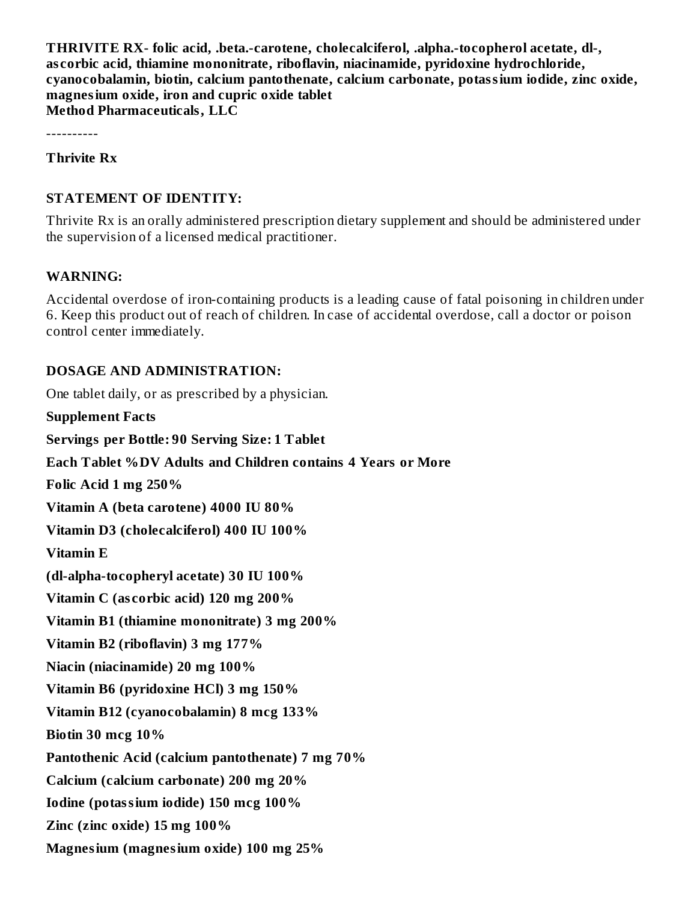**THRIVITE RX- folic acid, .beta.-carotene, cholecalciferol, .alpha.-tocopherol acetate, dl-, ascorbic acid, thiamine mononitrate, riboflavin, niacinamide, pyridoxine hydrochloride, cyanocobalamin, biotin, calcium pantothenate, calcium carbonate, potassium iodide, zinc oxide, magnesium oxide, iron and cupric oxide tablet**
**Method Pharmaceuticals, LLC**

----------

**Thrivite Rx**

## STATEMENT OF IDENTITY:

Thrivite Rx is an orally administered prescription dietary supplement and should be administered under the supervision of a licensed medical practitioner.

## WARNING:

Accidental overdose of iron-containing products is a leading cause of fatal poisoning in children under 6. Keep this product out of reach of children. In case of accidental overdose, call a doctor or poison control center immediately.

## DOSAGE AND ADMINISTRATION:

One tablet daily, or as prescribed by a physician.

**Supplement Facts**

**Servings per Bottle: 90 Serving Size: 1 Tablet**

**Each Tablet %DV Adults and Children contains 4 Years or More**

**Folic Acid 1 mg 250%**

**Vitamin A (beta carotene) 4000 IU 80%**

**Vitamin D3 (cholecalciferol) 400 IU 100%**

**Vitamin E**

**(dl-alpha-tocopheryl acetate) 30 IU 100%**

**Vitamin C (ascorbic acid) 120 mg 200%**

**Vitamin B1 (thiamine mononitrate) 3 mg 200%**

**Vitamin B2 (riboflavin) 3 mg 177%**

**Niacin (niacinamide) 20 mg 100%**

**Vitamin B6 (pyridoxine HCl) 3 mg 150%**

**Vitamin B12 (cyanocobalamin) 8 mcg 133%**

**Biotin 30 mcg 10%**

**Pantothenic Acid (calcium pantothenate) 7 mg 70%**

**Calcium (calcium carbonate) 200 mg 20%**

**Iodine (potassium iodide) 150 mcg 100%**

**Zinc (zinc oxide) 15 mg 100%**

**Magnesium (magnesium oxide) 100 mg 25%**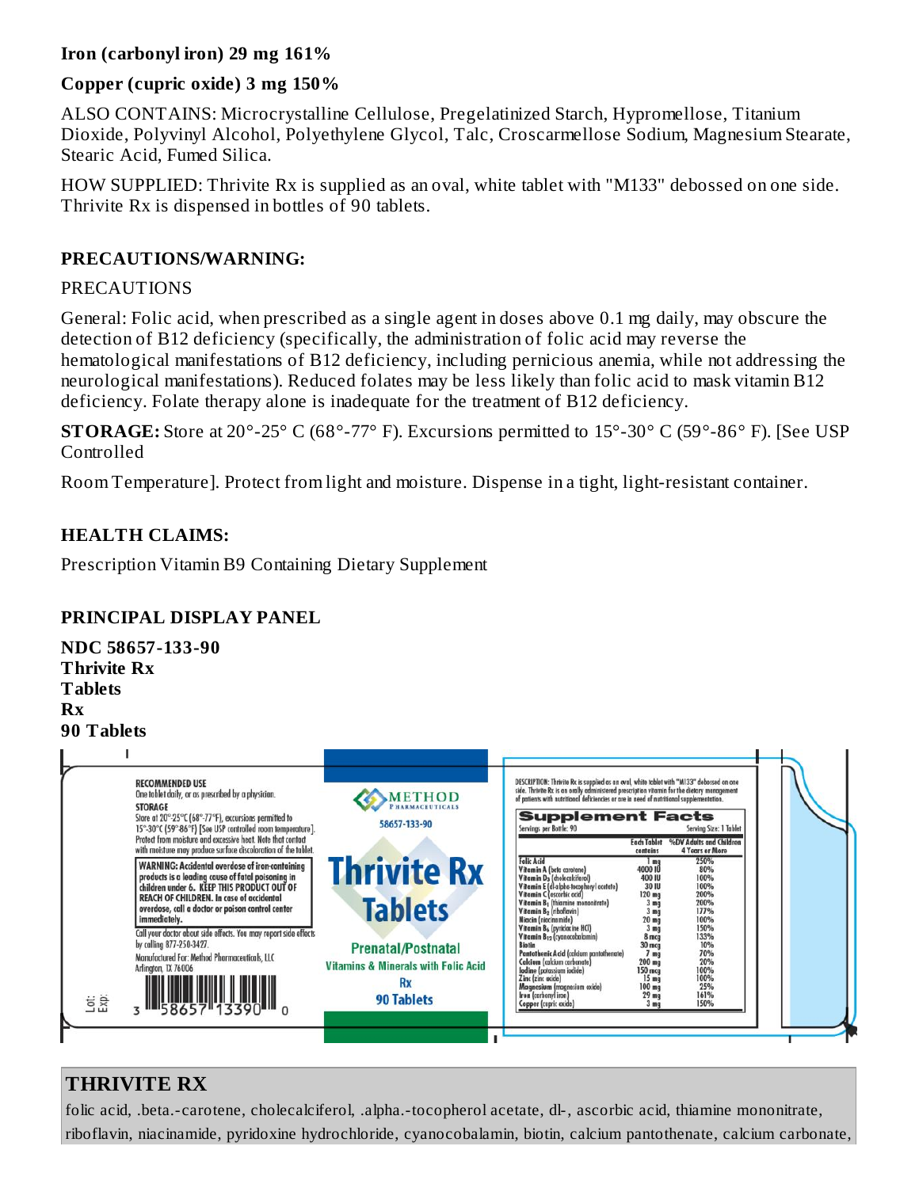**Iron (carbonyl iron) 29 mg 161%**

**Copper (cupric oxide) 3 mg 150%**

ALSO CONTAINS: Microcrystalline Cellulose, Pregelatinized Starch, Hypromellose, Titanium Dioxide, Polyvinyl Alcohol, Polyethylene Glycol, Talc, Croscarmellose Sodium, Magnesium Stearate, Stearic Acid, Fumed Silica.

HOW SUPPLIED: Thrivite Rx is supplied as an oval, white tablet with "M133" debossed on one side. Thrivite Rx is dispensed in bottles of 90 tablets.

## PRECAUTIONS/WARNING:

PRECAUTIONS

General: Folic acid, when prescribed as a single agent in doses above 0.1 mg daily, may obscure the detection of B12 deficiency (specifically, the administration of folic acid may reverse the hematological manifestations of B12 deficiency, including pernicious anemia, while not addressing the neurological manifestations). Reduced folates may be less likely than folic acid to mask vitamin B12 deficiency. Folate therapy alone is inadequate for the treatment of B12 deficiency.

**STORAGE:** Store at 20°-25° C (68°-77° F). Excursions permitted to 15°-30° C (59°-86° F). [See USP Controlled

Room Temperature]. Protect from light and moisture. Dispense in a tight, light-resistant container.

## HEALTH CLAIMS:

Prescription Vitamin B9 Containing Dietary Supplement

## PRINCIPAL DISPLAY PANEL

**NDC 58657-133-90**
**Thrivite Rx**
**Tablets**
**Rx**
**90 Tablets**

RECOMMENDED USE
One tablet daily, or as prescribed by a physician.

STORAGE
Store at 20°-25°C (68°-77°F), excursions permitted to 15°-30°C (59°-86°F) [See USP controlled room temperature]. Protect from moisture and excessive heat. Note that contact with moisture may produce surface discoloration of the tablet.

WARNING: Accidental overdose of iron-containing products is a leading cause of fatal poisoning in children under 6. KEEP THIS PRODUCT OUT OF REACH OF CHILDREN. In case of accidental overdose, call a doctor or poison control center immediately.

Call your doctor about side effects. You may report side effects by calling 877-250-3427.

Manufactured For: Method Pharmaceuticals, LLC
Arlington, TX 76006

3 58657 13390 0

Lot:
Exp:

METHOD PHARMACEUTICALS

58657-133-90

Thrivite Rx Tablets

Prenatal/Postnatal
Vitamins & Minerals with Folic Acid
Rx
90 Tablets

DESCRIPTION: Thrivite Rx is supplied as an oval, white tablet with "M133" debossed on one side. Thrivite Rx is an orally administered prescription vitamin for the dietary management of patients with nutritional deficiencies or are in need of nutritional supplementation.

**Supplement Facts**

Servings per Bottle: 90 — Serving Size: 1 Tablet

| | Each Tablet contains | %DV Adults and Children 4 Years or More |
|---|---|---|
| Folic Acid | 1 mg | 250% |
| Vitamin A (beta carotene) | 4000 IU | 80% |
| Vitamin D3 (cholecalciferol) | 400 IU | 100% |
| Vitamin E (dl-alpha-tocopheryl acetate) | 30 IU | 100% |
| Vitamin C (ascorbic acid) | 120 mg | 200% |
| Vitamin B1 (thiamine mononitrate) | 3 mg | 200% |
| Vitamin B2 (riboflavin) | 3 mg | 177% |
| Niacin (niacinamide) | 20 mg | 100% |
| Vitamin B6 (pyridoxine HCl) | 3 mg | 150% |
| Vitamin B12 (cyanocobalamin) | 8 mcg | 133% |
| Biotin | 30 mcg | 10% |
| Pantothenic Acid (calcium pantothenate) | 7 mg | 70% |
| Calcium (calcium carbonate) | 200 mg | 20% |
| Iodine (potassium iodide) | 150 mcg | 100% |
| Zinc (zinc oxide) | 15 mg | 100% |
| Magnesium (magnesium oxide) | 100 mg | 25% |
| Iron (carbonyl iron) | 29 mg | 161% |
| Copper (cupric oxide) | 3 mg | 150% |

## THRIVITE RX

folic acid, .beta.-carotene, cholecalciferol, .alpha.-tocopherol acetate, dl-, ascorbic acid, thiamine mononitrate, riboflavin, niacinamide, pyridoxine hydrochloride, cyanocobalamin, biotin, calcium pantothenate, calcium carbonate,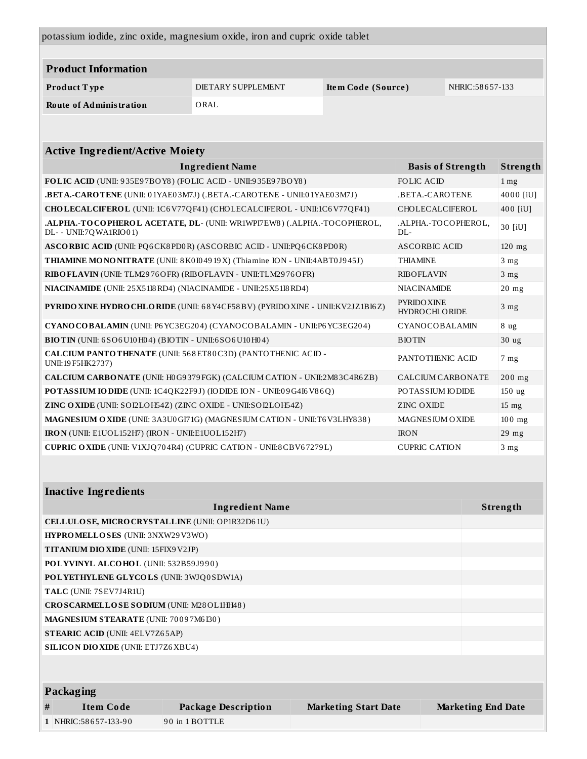potassium iodide, zinc oxide, magnesium oxide, iron and cupric oxide tablet

## Product Information

| **Product Type** | DIETARY SUPPLEMENT | **Item Code (Source)** | NHRIC:58657-133 |
|---|---|---|---|
| **Route of Administration** | ORAL | | |

## Active Ingredient/Active Moiety

| Ingredient Name | Basis of Strength | Strength |
|---|---|---|
| **FOLIC ACID** (UNII: 935E97BOY8) (FOLIC ACID - UNII:935E97BOY8) | FOLIC ACID | 1 mg |
| **.BETA.-CAROTENE** (UNII: 01YAE03M7J) (.BETA.-CAROTENE - UNII:01YAE03M7J) | .BETA.-CAROTENE | 4000 [iU] |
| **CHOLECALCIFEROL** (UNII: 1C6V77QF41) (CHOLECALCIFEROL - UNII:1C6V77QF41) | CHOLECALCIFEROL | 400 [iU] |
| **.ALPHA.-TOCOPHEROL ACETATE, DL-** (UNII: WR1WPI7EW8) (.ALPHA.-TOCOPHEROL, DL- - UNII:7QWA1RIO01) | .ALPHA.-TOCOPHEROL, DL- | 30 [iU] |
| **ASCORBIC ACID** (UNII: PQ6CK8PD0R) (ASCORBIC ACID - UNII:PQ6CK8PD0R) | ASCORBIC ACID | 120 mg |
| **THIAMINE MONONITRATE** (UNII: 8K0I04919X) (Thiamine ION - UNII:4ABT0J945J) | THIAMINE | 3 mg |
| **RIBOFLAVIN** (UNII: TLM2976OFR) (RIBOFLAVIN - UNII:TLM2976OFR) | RIBOFLAVIN | 3 mg |
| **NIACINAMIDE** (UNII: 25X51I8RD4) (NIACINAMIDE - UNII:25X51I8RD4) | NIACINAMIDE | 20 mg |
| **PYRIDOXINE HYDROCHLORIDE** (UNII: 68Y4CF58BV) (PYRIDOXINE - UNII:KV2JZ1BI6Z) | PYRIDOXINE HYDROCHLORIDE | 3 mg |
| **CYANOCOBALAMIN** (UNII: P6YC3EG204) (CYANOCOBALAMIN - UNII:P6YC3EG204) | CYANOCOBALAMIN | 8 ug |
| **BIOTIN** (UNII: 6SO6U10H04) (BIOTIN - UNII:6SO6U10H04) | BIOTIN | 30 ug |
| **CALCIUM PANTOTHENATE** (UNII: 568ET80C3D) (PANTOTHENIC ACID - UNII:19F5HK2737) | PANTOTHENIC ACID | 7 mg |
| **CALCIUM CARBONATE** (UNII: H0G9379FGK) (CALCIUM CATION - UNII:2M83C4R6ZB) | CALCIUM CARBONATE | 200 mg |
| **POTASSIUM IODIDE** (UNII: 1C4QK22F9J) (IODIDE ION - UNII:09G4I6V86Q) | POTASSIUM IODIDE | 150 ug |
| **ZINC OXIDE** (UNII: SOI2LOH54Z) (ZINC OXIDE - UNII:SOI2LOH54Z) | ZINC OXIDE | 15 mg |
| **MAGNESIUM OXIDE** (UNII: 3A3U0GI71G) (MAGNESIUM CATION - UNII:T6V3LHY838) | MAGNESIUM OXIDE | 100 mg |
| **IRON** (UNII: E1UOL152H7) (IRON - UNII:E1UOL152H7) | IRON | 29 mg |
| **CUPRIC OXIDE** (UNII: V1XJQ704R4) (CUPRIC CATION - UNII:8CBV67279L) | CUPRIC CATION | 3 mg |

## Inactive Ingredients

| Ingredient Name | Strength |
|---|---|
| **CELLULOSE, MICROCRYSTALLINE** (UNII: OP1R32D61U) | |
| **HYPROMELLOSES** (UNII: 3NXW29V3WO) | |
| **TITANIUM DIOXIDE** (UNII: 15FIX9V2JP) | |
| **POLYVINYL ALCOHOL** (UNII: 532B59J990) | |
| **POLYETHYLENE GLYCOLS** (UNII: 3WJQ0SDW1A) | |
| **TALC** (UNII: 7SEV7J4R1U) | |
| **CROSCARMELLOSE SODIUM** (UNII: M28OL1HH48) | |
| **MAGNESIUM STEARATE** (UNII: 70097M6I30) | |
| **STEARIC ACID** (UNII: 4ELV7Z65AP) | |
| **SILICON DIOXIDE** (UNII: ETJ7Z6XBU4) | |

## Packaging

| # | Item Code | Package Description | Marketing Start Date | Marketing End Date |
|---|---|---|---|---|
| 1 | NHRIC:58657-133-90 | 90 in 1 BOTTLE | | |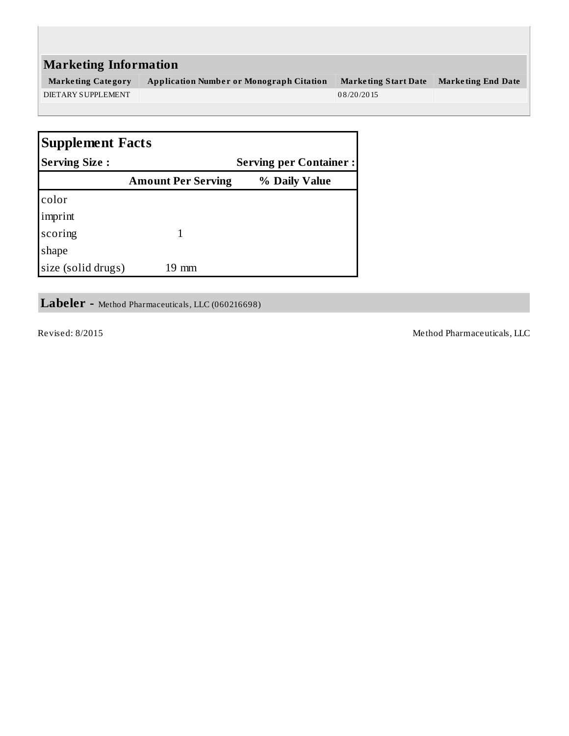## Marketing Information

| Marketing Category | Application Number or Monograph Citation | Marketing Start Date | Marketing End Date |
|---|---|---|---|
| DIETARY SUPPLEMENT | | 08/20/2015 | |

## Supplement Facts

| Serving Size : | | Serving per Container : |
|---|---|---|
| | **Amount Per Serving** | **% Daily Value** |
| color | | |
| imprint | | |
| scoring | 1 | |
| shape | | |
| size (solid drugs) | 19 mm | |

**Labeler -** Method Pharmaceuticals, LLC (060216698)

Revised: 8/2015

Method Pharmaceuticals, LLC